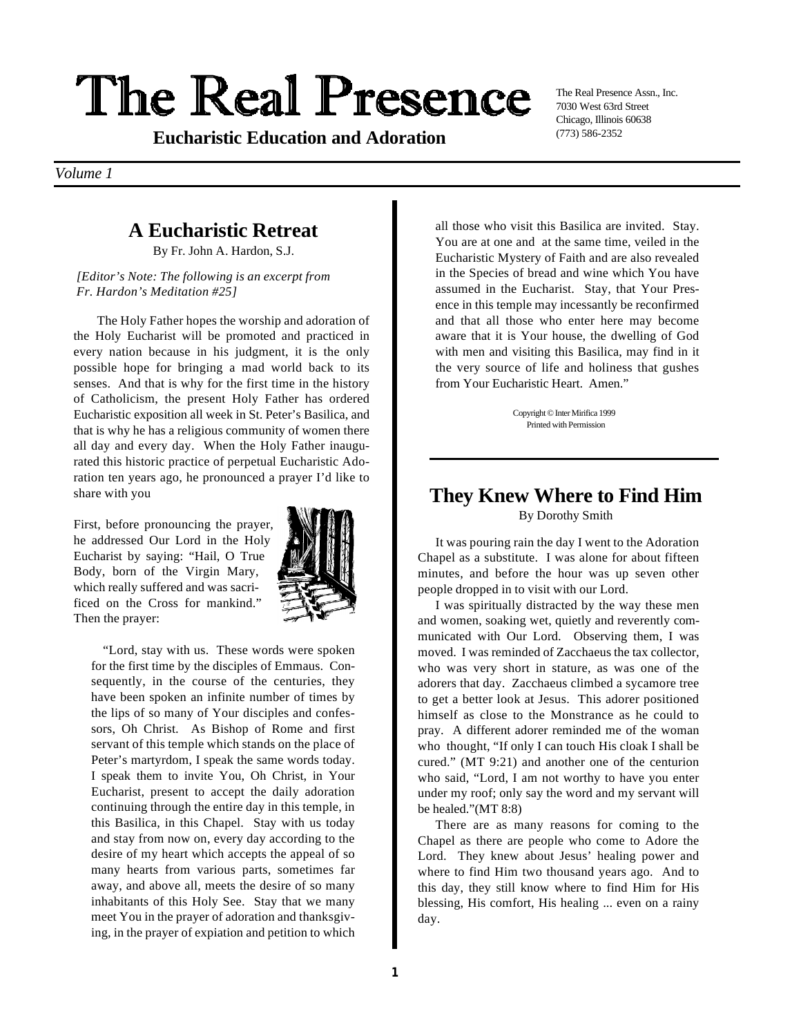# The Real Presence

**Eucharistic Education and Adoration**

The Real Presence Assn., Inc.
7030 West 63rd Street
Chicago, Illinois 60638
(773) 586-2352

*Volume 1*

## A Eucharistic Retreat

By Fr. John A. Hardon, S.J.

*[Editor's Note: The following is an excerpt from Fr. Hardon's Meditation #25]*

The Holy Father hopes the worship and adoration of the Holy Eucharist will be promoted and practiced in every nation because in his judgment, it is the only possible hope for bringing a mad world back to its senses. And that is why for the first time in the history of Catholicism, the present Holy Father has ordered Eucharistic exposition all week in St. Peter's Basilica, and that is why he has a religious community of women there all day and every day. When the Holy Father inaugurated this historic practice of perpetual Eucharistic Adoration ten years ago, he pronounced a prayer I'd like to share with you

First, before pronouncing the prayer, he addressed Our Lord in the Holy Eucharist by saying: "Hail, O True Body, born of the Virgin Mary, which really suffered and was sacrificed on the Cross for mankind." Then the prayer:

"Lord, stay with us. These words were spoken for the first time by the disciples of Emmaus. Consequently, in the course of the centuries, they have been spoken an infinite number of times by the lips of so many of Your disciples and confessors, Oh Christ. As Bishop of Rome and first servant of this temple which stands on the place of Peter's martyrdom, I speak the same words today. I speak them to invite You, Oh Christ, in Your Eucharist, present to accept the daily adoration continuing through the entire day in this temple, in this Basilica, in this Chapel. Stay with us today and stay from now on, every day according to the desire of my heart which accepts the appeal of so many hearts from various parts, sometimes far away, and above all, meets the desire of so many inhabitants of this Holy See. Stay that we many meet You in the prayer of adoration and thanksgiving, in the prayer of expiation and petition to which all those who visit this Basilica are invited. Stay. You are at one and at the same time, veiled in the Eucharistic Mystery of Faith and are also revealed in the Species of bread and wine which You have assumed in the Eucharist. Stay, that Your Presence in this temple may incessantly be reconfirmed and that all those who enter here may become aware that it is Your house, the dwelling of God with men and visiting this Basilica, may find in it the very source of life and holiness that gushes from Your Eucharistic Heart. Amen."

Copyright © Inter Mirifica 1999
Printed with Permission

## They Knew Where to Find Him

By Dorothy Smith

It was pouring rain the day I went to the Adoration Chapel as a substitute. I was alone for about fifteen minutes, and before the hour was up seven other people dropped in to visit with our Lord.

I was spiritually distracted by the way these men and women, soaking wet, quietly and reverently communicated with Our Lord. Observing them, I was moved. I was reminded of Zacchaeus the tax collector, who was very short in stature, as was one of the adorers that day. Zacchaeus climbed a sycamore tree to get a better look at Jesus. This adorer positioned himself as close to the Monstrance as he could to pray. A different adorer reminded me of the woman who thought, "If only I can touch His cloak I shall be cured." (MT 9:21) and another one of the centurion who said, "Lord, I am not worthy to have you enter under my roof; only say the word and my servant will be healed."(MT 8:8)

There are as many reasons for coming to the Chapel as there are people who come to Adore the Lord. They knew about Jesus' healing power and where to find Him two thousand years ago. And to this day, they still know where to find Him for His blessing, His comfort, His healing ... even on a rainy day.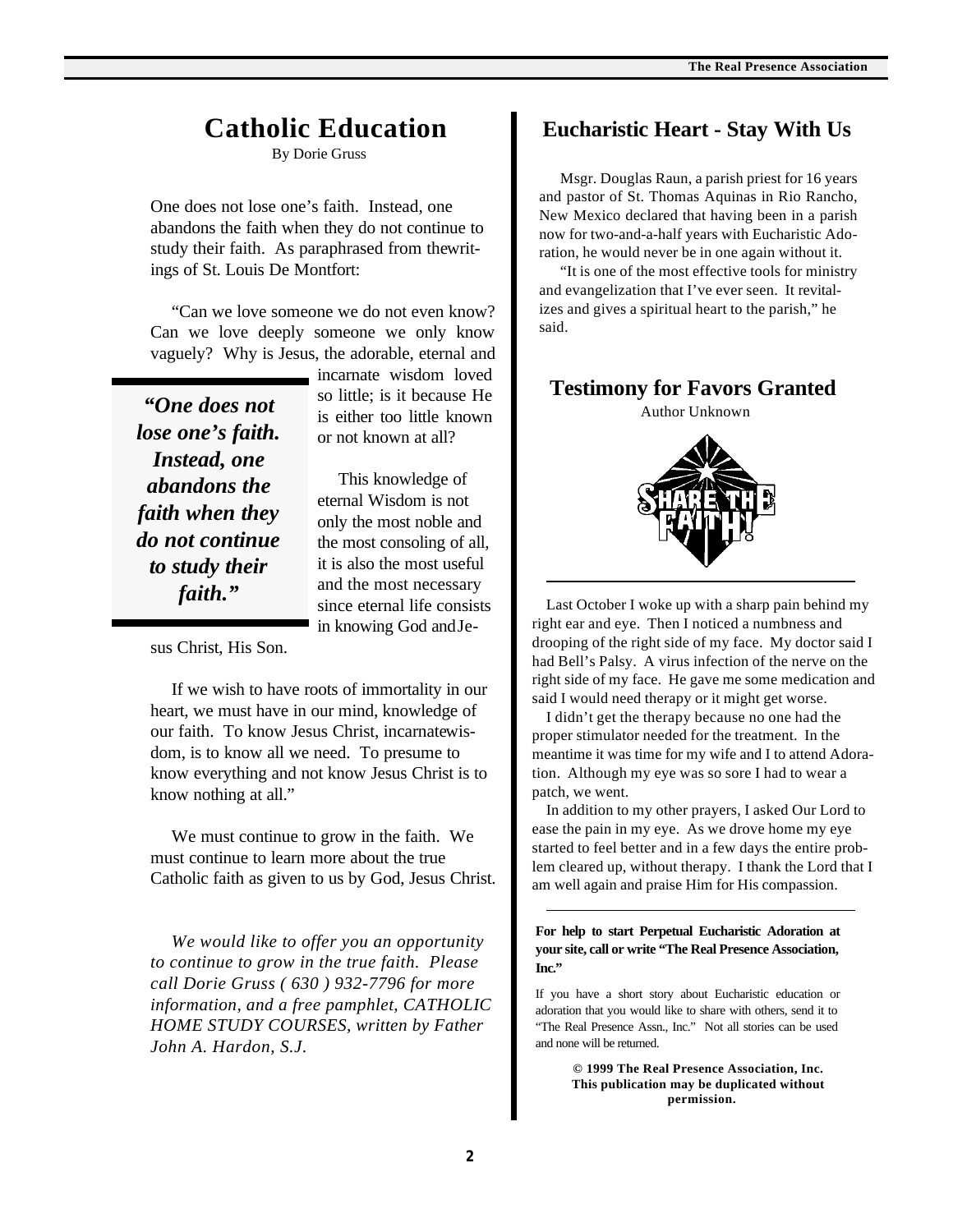## Catholic Education

By Dorie Gruss

One does not lose one's faith. Instead, one abandons the faith when they do not continue to study their faith. As paraphrased from the writings of St. Louis De Montfort:

"Can we love someone we do not even know? Can we love deeply someone we only know vaguely? Why is Jesus, the adorable, eternal and incarnate wisdom loved so little; is it because He is either too little known or not known at all?

> ***"One does not lose one's faith. Instead, one abandons the faith when they do not continue to study their faith."***

This knowledge of eternal Wisdom is not only the most noble and the most consoling of all, it is also the most useful and the most necessary since eternal life consists in knowing God and Jesus Christ, His Son.

If we wish to have roots of immortality in our heart, we must have in our mind, knowledge of our faith. To know Jesus Christ, incarnate wisdom, is to know all we need. To presume to know everything and not know Jesus Christ is to know nothing at all."

We must continue to grow in the faith. We must continue to learn more about the true Catholic faith as given to us by God, Jesus Christ.

*We would like to offer you an opportunity to continue to grow in the true faith. Please call Dorie Gruss ( 630 ) 932-7796 for more information, and a free pamphlet, CATHOLIC HOME STUDY COURSES, written by Father John A. Hardon, S.J.*

## Eucharistic Heart - Stay With Us

Msgr. Douglas Raun, a parish priest for 16 years and pastor of St. Thomas Aquinas in Rio Rancho, New Mexico declared that having been in a parish now for two-and-a-half years with Eucharistic Adoration, he would never be in one again without it.

"It is one of the most effective tools for ministry and evangelization that I've ever seen. It revitalizes and gives a spiritual heart to the parish," he said.

## Testimony for Favors Granted

Author Unknown

SHARE THE FAITH!

Last October I woke up with a sharp pain behind my right ear and eye. Then I noticed a numbness and drooping of the right side of my face. My doctor said I had Bell's Palsy. A virus infection of the nerve on the right side of my face. He gave me some medication and said I would need therapy or it might get worse.

I didn't get the therapy because no one had the proper stimulator needed for the treatment. In the meantime it was time for my wife and I to attend Adoration. Although my eye was so sore I had to wear a patch, we went.

In addition to my other prayers, I asked Our Lord to ease the pain in my eye. As we drove home my eye started to feel better and in a few days the entire problem cleared up, without therapy. I thank the Lord that I am well again and praise Him for His compassion.

---

**For help to start Perpetual Eucharistic Adoration at your site, call or write "The Real Presence Association, Inc."**

If you have a short story about Eucharistic education or adoration that you would like to share with others, send it to "The Real Presence Assn., Inc." Not all stories can be used and none will be returned.

**© 1999 The Real Presence Association, Inc. This publication may be duplicated without permission.**